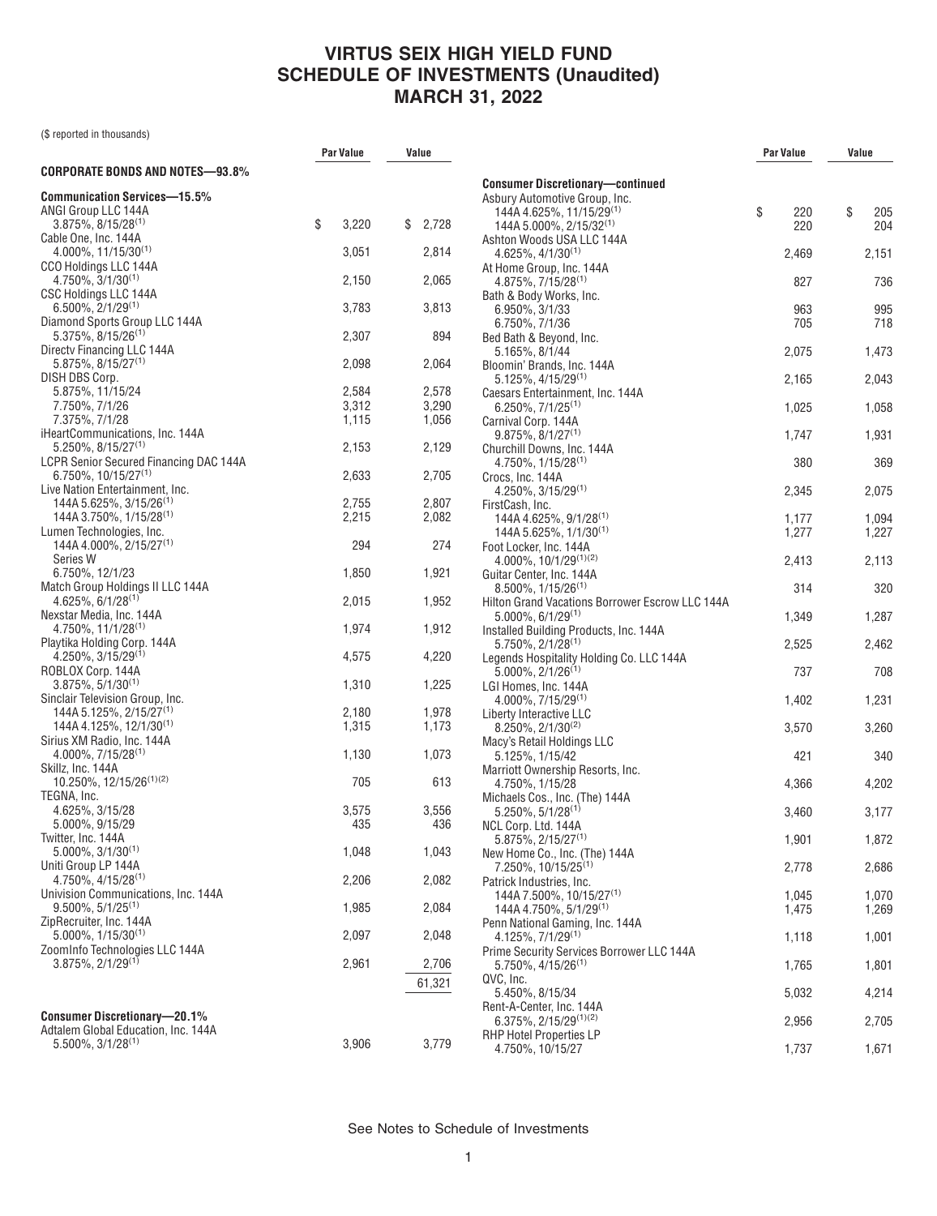# VIRTUS SEIX HIGH YIELD FUND
# SCHEDULE OF INVESTMENTS (Unaudited)
# MARCH 31, 2022

($ reported in thousands)

| | Par Value | Value |
|---|---|---|
| **CORPORATE BONDS AND NOTES—93.8%** | | |
| **Communication Services—15.5%** | | |
| ANGI Group LLC 144A 3.875%, 8/15/28(1) | $ 3,220 | $ 2,728 |
| Cable One, Inc. 144A 4.000%, 11/15/30(1) | 3,051 | 2,814 |
| CCO Holdings LLC 144A 4.750%, 3/1/30(1) | 2,150 | 2,065 |
| CSC Holdings LLC 144A 6.500%, 2/1/29(1) | 3,783 | 3,813 |
| Diamond Sports Group LLC 144A 5.375%, 8/15/26(1) | 2,307 | 894 |
| Directv Financing LLC 144A 5.875%, 8/15/27(1) | 2,098 | 2,064 |
| DISH DBS Corp. | | |
| 5.875%, 11/15/24 | 2,584 | 2,578 |
| 7.750%, 7/1/26 | 3,312 | 3,290 |
| 7.375%, 7/1/28 | 1,115 | 1,056 |
| iHeartCommunications, Inc. 144A 5.250%, 8/15/27(1) | 2,153 | 2,129 |
| LCPR Senior Secured Financing DAC 144A 6.750%, 10/15/27(1) | 2,633 | 2,705 |
| Live Nation Entertainment, Inc. | | |
| 144A 5.625%, 3/15/26(1) | 2,755 | 2,807 |
| 144A 3.750%, 1/15/28(1) | 2,215 | 2,082 |
| Lumen Technologies, Inc. | | |
| 144A 4.000%, 2/15/27(1) | 294 | 274 |
| Series W 6.750%, 12/1/23 | 1,850 | 1,921 |
| Match Group Holdings II LLC 144A 4.625%, 6/1/28(1) | 2,015 | 1,952 |
| Nexstar Media, Inc. 144A 4.750%, 11/1/28(1) | 1,974 | 1,912 |
| Playtika Holding Corp. 144A 4.250%, 3/15/29(1) | 4,575 | 4,220 |
| ROBLOX Corp. 144A 3.875%, 5/1/30(1) | 1,310 | 1,225 |
| Sinclair Television Group, Inc. | | |
| 144A 5.125%, 2/15/27(1) | 2,180 | 1,978 |
| 144A 4.125%, 12/1/30(1) | 1,315 | 1,173 |
| Sirius XM Radio, Inc. 144A 4.000%, 7/15/28(1) | 1,130 | 1,073 |
| Skillz, Inc. 144A 10.250%, 12/15/26(1)(2) | 705 | 613 |
| TEGNA, Inc. | | |
| 4.625%, 3/15/28 | 3,575 | 3,556 |
| 5.000%, 9/15/29 | 435 | 436 |
| Twitter, Inc. 144A 5.000%, 3/1/30(1) | 1,048 | 1,043 |
| Uniti Group LP 144A 4.750%, 4/15/28(1) | 2,206 | 2,082 |
| Univision Communications, Inc. 144A 9.500%, 5/1/25(1) | 1,985 | 2,084 |
| ZipRecruiter, Inc. 144A 5.000%, 1/15/30(1) | 2,097 | 2,048 |
| ZoomInfo Technologies LLC 144A 3.875%, 2/1/29(1) | 2,961 | 2,706 |
| | | 61,321 |
| **Consumer Discretionary—20.1%** | | |
| Adtalem Global Education, Inc. 144A 5.500%, 3/1/28(1) | 3,906 | 3,779 |

| | Par Value | Value |
|---|---|---|
| **Consumer Discretionary—continued** | | |
| Asbury Automotive Group, Inc. | | |
| 144A 4.625%, 11/15/29(1) | $ 220 | $ 205 |
| 144A 5.000%, 2/15/32(1) | 220 | 204 |
| Ashton Woods USA LLC 144A 4.625%, 4/1/30(1) | 2,469 | 2,151 |
| At Home Group, Inc. 144A 4.875%, 7/15/28(1) | 827 | 736 |
| Bath & Body Works, Inc. | | |
| 6.950%, 3/1/33 | 963 | 995 |
| 6.750%, 7/1/36 | 705 | 718 |
| Bed Bath & Beyond, Inc. 5.165%, 8/1/44 | 2,075 | 1,473 |
| Bloomin' Brands, Inc. 144A 5.125%, 4/15/29(1) | 2,165 | 2,043 |
| Caesars Entertainment, Inc. 144A 6.250%, 7/1/25(1) | 1,025 | 1,058 |
| Carnival Corp. 144A 9.875%, 8/1/27(1) | 1,747 | 1,931 |
| Churchill Downs, Inc. 144A 4.750%, 1/15/28(1) | 380 | 369 |
| Crocs, Inc. 144A 4.250%, 3/15/29(1) | 2,345 | 2,075 |
| FirstCash, Inc. | | |
| 144A 4.625%, 9/1/28(1) | 1,177 | 1,094 |
| 144A 5.625%, 1/1/30(1) | 1,277 | 1,227 |
| Foot Locker, Inc. 144A 4.000%, 10/1/29(1)(2) | 2,413 | 2,113 |
| Guitar Center, Inc. 144A 8.500%, 1/15/26(1) | 314 | 320 |
| Hilton Grand Vacations Borrower Escrow LLC 144A 5.000%, 6/1/29(1) | 1,349 | 1,287 |
| Installed Building Products, Inc. 144A 5.750%, 2/1/28(1) | 2,525 | 2,462 |
| Legends Hospitality Holding Co. LLC 144A 5.000%, 2/1/26(1) | 737 | 708 |
| LGI Homes, Inc. 144A 4.000%, 7/15/29(1) | 1,402 | 1,231 |
| Liberty Interactive LLC 8.250%, 2/1/30(2) | 3,570 | 3,260 |
| Macy's Retail Holdings LLC 5.125%, 1/15/42 | 421 | 340 |
| Marriott Ownership Resorts, Inc. 4.750%, 1/15/28 | 4,366 | 4,202 |
| Michaels Cos., Inc. (The) 144A 5.250%, 5/1/28(1) | 3,460 | 3,177 |
| NCL Corp. Ltd. 144A 5.875%, 2/15/27(1) | 1,901 | 1,872 |
| New Home Co., Inc. (The) 144A 7.250%, 10/15/25(1) | 2,778 | 2,686 |
| Patrick Industries, Inc. | | |
| 144A 7.500%, 10/15/27(1) | 1,045 | 1,070 |
| 144A 4.750%, 5/1/29(1) | 1,475 | 1,269 |
| Penn National Gaming, Inc. 144A 4.125%, 7/1/29(1) | 1,118 | 1,001 |
| Prime Security Services Borrower LLC 144A 5.750%, 4/15/26(1) | 1,765 | 1,801 |
| QVC, Inc. 5.450%, 8/15/34 | 5,032 | 4,214 |
| Rent-A-Center, Inc. 144A 6.375%, 2/15/29(1)(2) | 2,956 | 2,705 |
| RHP Hotel Properties LP 4.750%, 10/15/27 | 1,737 | 1,671 |

See Notes to Schedule of Investments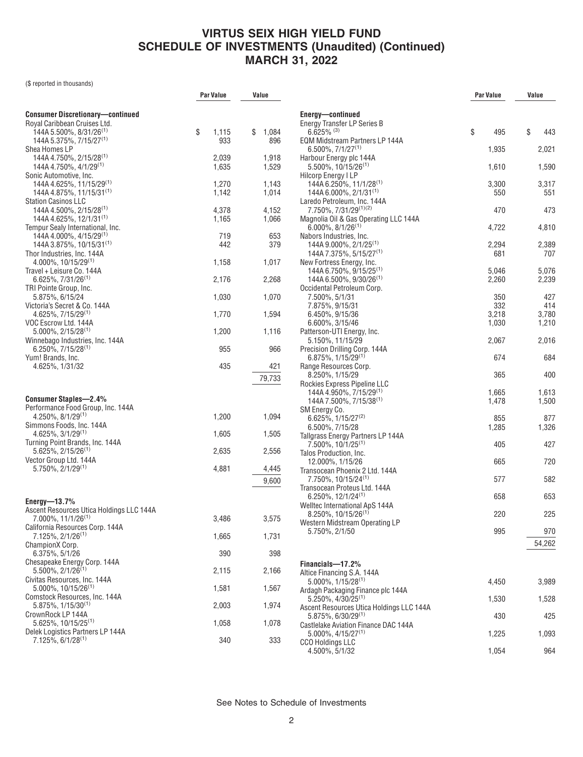# VIRTUS SEIX HIGH YIELD FUND
# SCHEDULE OF INVESTMENTS (Unaudited) (Continued)
# MARCH 31, 2022

($ reported in thousands)

| | Par Value | Value |
|---|---|---|
| **Consumer Discretionary—continued** | | |
| Royal Caribbean Cruises Ltd. | | |
| 144A 5.500%, 8/31/26[(1)] | $ 1,115 | $ 1,084 |
| 144A 5.375%, 7/15/27[(1)] | 933 | 896 |
| Shea Homes LP | | |
| 144A 4.750%, 2/15/28[(1)] | 2,039 | 1,918 |
| 144A 4.750%, 4/1/29[(1)] | 1,635 | 1,529 |
| Sonic Automotive, Inc. | | |
| 144A 4.625%, 11/15/29[(1)] | 1,270 | 1,143 |
| 144A 4.875%, 11/15/31[(1)] | 1,142 | 1,014 |
| Station Casinos LLC | | |
| 144A 4.500%, 2/15/28[(1)] | 4,378 | 4,152 |
| 144A 4.625%, 12/1/31[(1)] | 1,165 | 1,066 |
| Tempur Sealy International, Inc. | | |
| 144A 4.000%, 4/15/29[(1)] | 719 | 653 |
| 144A 3.875%, 10/15/31[(1)] | 442 | 379 |
| Thor Industries, Inc. 144A | | |
| 4.000%, 10/15/29[(1)] | 1,158 | 1,017 |
| Travel + Leisure Co. 144A | | |
| 6.625%, 7/31/26[(1)] | 2,176 | 2,268 |
| TRI Pointe Group, Inc. | | |
| 5.875%, 6/15/24 | 1,030 | 1,070 |
| Victoria's Secret & Co. 144A | | |
| 4.625%, 7/15/29[(1)] | 1,770 | 1,594 |
| VOC Escrow Ltd. 144A | | |
| 5.000%, 2/15/28[(1)] | 1,200 | 1,116 |
| Winnebago Industries, Inc. 144A | | |
| 6.250%, 7/15/28[(1)] | 955 | 966 |
| Yum! Brands, Inc. | | |
| 4.625%, 1/31/32 | 435 | 421 |
| | | 79,733 |
| **Consumer Staples—2.4%** | | |
| Performance Food Group, Inc. 144A | | |
| 4.250%, 8/1/29[(1)] | 1,200 | 1,094 |
| Simmons Foods, Inc. 144A | | |
| 4.625%, 3/1/29[(1)] | 1,605 | 1,505 |
| Turning Point Brands, Inc. 144A | | |
| 5.625%, 2/15/26[(1)] | 2,635 | 2,556 |
| Vector Group Ltd. 144A | | |
| 5.750%, 2/1/29[(1)] | 4,881 | 4,445 |
| | | 9,600 |
| **Energy—13.7%** | | |
| Ascent Resources Utica Holdings LLC 144A | | |
| 7.000%, 11/1/26[(1)] | 3,486 | 3,575 |
| California Resources Corp. 144A | | |
| 7.125%, 2/1/26[(1)] | 1,665 | 1,731 |
| ChampionX Corp. | | |
| 6.375%, 5/1/26 | 390 | 398 |
| Chesapeake Energy Corp. 144A | | |
| 5.500%, 2/1/26[(1)] | 2,115 | 2,166 |
| Civitas Resources, Inc. 144A | | |
| 5.000%, 10/15/26[(1)] | 1,581 | 1,567 |
| Comstock Resources, Inc. 144A | | |
| 5.875%, 1/15/30[(1)] | 2,003 | 1,974 |
| CrownRock LP 144A | | |
| 5.625%, 10/15/25[(1)] | 1,058 | 1,078 |
| Delek Logistics Partners LP 144A | | |
| 7.125%, 6/1/28[(1)] | 340 | 333 |
| **Energy—continued** | | |
| Energy Transfer LP Series B | | |
| 6.625%[(3)] | $ 495 | $ 443 |
| EQM Midstream Partners LP 144A | | |
| 6.500%, 7/1/27[(1)] | 1,935 | 2,021 |
| Harbour Energy plc 144A | | |
| 5.500%, 10/15/26[(1)] | 1,610 | 1,590 |
| Hilcorp Energy I LP | | |
| 144A 6.250%, 11/1/28[(1)] | 3,300 | 3,317 |
| 144A 6.000%, 2/1/31[(1)] | 550 | 551 |
| Laredo Petroleum, Inc. 144A | | |
| 7.750%, 7/31/29[(1)(2)] | 470 | 473 |
| Magnolia Oil & Gas Operating LLC 144A | | |
| 6.000%, 8/1/26[(1)] | 4,722 | 4,810 |
| Nabors Industries, Inc. | | |
| 144A 9.000%, 2/1/25[(1)] | 2,294 | 2,389 |
| 144A 7.375%, 5/15/27[(1)] | 681 | 707 |
| New Fortress Energy, Inc. | | |
| 144A 6.750%, 9/15/25[(1)] | 5,046 | 5,076 |
| 144A 6.500%, 9/30/26[(1)] | 2,260 | 2,239 |
| Occidental Petroleum Corp. | | |
| 7.500%, 5/1/31 | 350 | 427 |
| 7.875%, 9/15/31 | 332 | 414 |
| 6.450%, 9/15/36 | 3,218 | 3,780 |
| 6.600%, 3/15/46 | 1,030 | 1,210 |
| Patterson-UTI Energy, Inc. | | |
| 5.150%, 11/15/29 | 2,067 | 2,016 |
| Precision Drilling Corp. 144A | | |
| 6.875%, 1/15/29[(1)] | 674 | 684 |
| Range Resources Corp. | | |
| 8.250%, 1/15/29 | 365 | 400 |
| Rockies Express Pipeline LLC | | |
| 144A 4.950%, 7/15/29[(1)] | 1,665 | 1,613 |
| 144A 7.500%, 7/15/38[(1)] | 1,478 | 1,500 |
| SM Energy Co. | | |
| 6.625%, 1/15/27[(2)] | 855 | 877 |
| 6.500%, 7/15/28 | 1,285 | 1,326 |
| Tallgrass Energy Partners LP 144A | | |
| 7.500%, 10/1/25[(1)] | 405 | 427 |
| Talos Production, Inc. | | |
| 12.000%, 1/15/26 | 665 | 720 |
| Transocean Phoenix 2 Ltd. 144A | | |
| 7.750%, 10/15/24[(1)] | 577 | 582 |
| Transocean Proteus Ltd. 144A | | |
| 6.250%, 12/1/24[(1)] | 658 | 653 |
| Welltec International ApS 144A | | |
| 8.250%, 10/15/26[(1)] | 220 | 225 |
| Western Midstream Operating LP | | |
| 5.750%, 2/1/50 | 995 | 970 |
| | | 54,262 |
| **Financials—17.2%** | | |
| Altice Financing S.A. 144A | | |
| 5.000%, 1/15/28[(1)] | 4,450 | 3,989 |
| Ardagh Packaging Finance plc 144A | | |
| 5.250%, 4/30/25[(1)] | 1,530 | 1,528 |
| Ascent Resources Utica Holdings LLC 144A | | |
| 5.875%, 6/30/29[(1)] | 430 | 425 |
| Castlelake Aviation Finance DAC 144A | | |
| 5.000%, 4/15/27[(1)] | 1,225 | 1,093 |
| CCO Holdings LLC | | |
| 4.500%, 5/1/32 | 1,054 | 964 |

See Notes to Schedule of Investments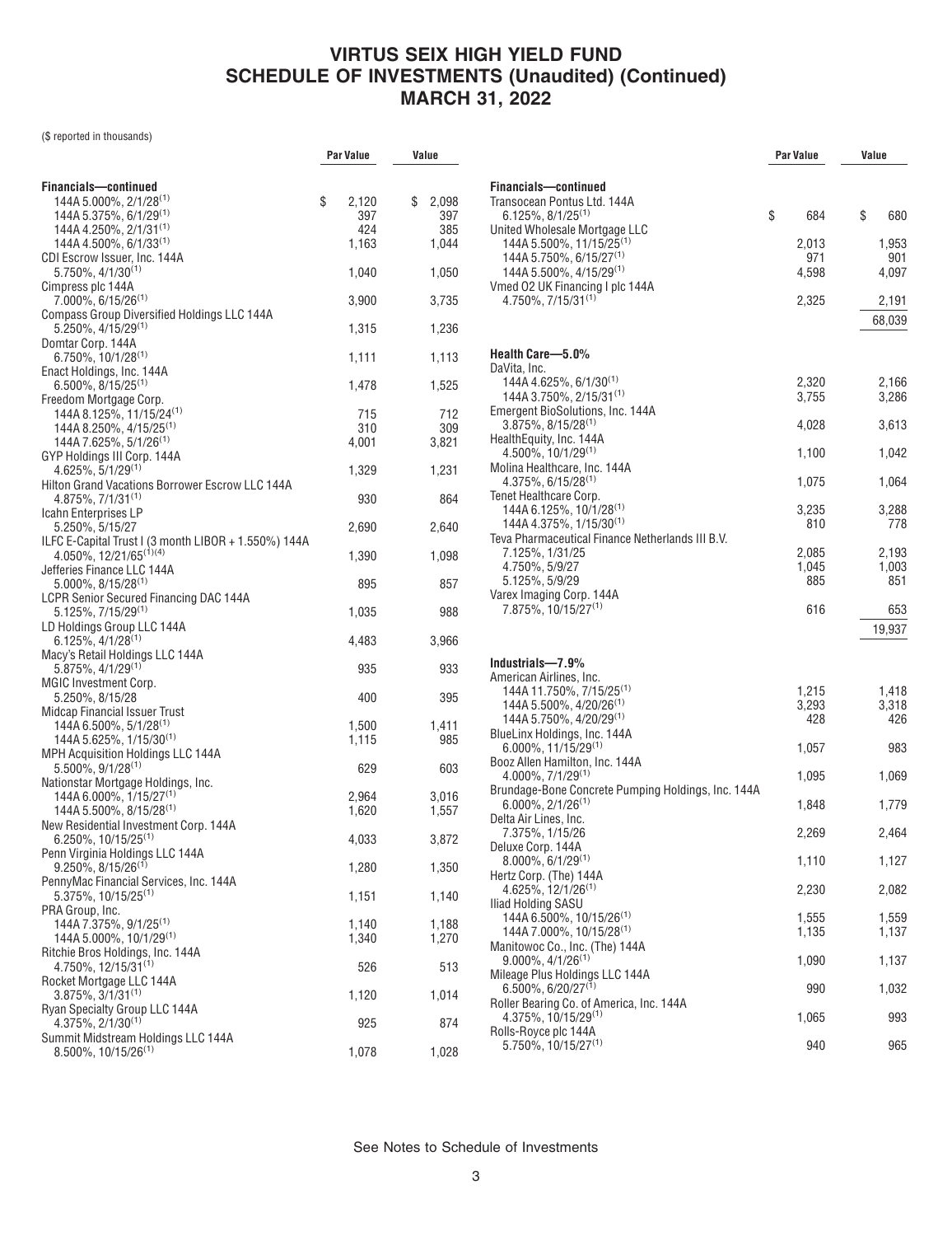# VIRTUS SEIX HIGH YIELD FUND
# SCHEDULE OF INVESTMENTS (Unaudited) (Continued)
# MARCH 31, 2022

($ reported in thousands)

| | Par Value | Value |
|---|---|---|
| **Financials—continued** | | |
| 144A 5.000%, 2/1/28[1] | $ 2,120 | $ 2,098 |
| 144A 5.375%, 6/1/29[1] | 397 | 397 |
| 144A 4.250%, 2/1/31[1] | 424 | 385 |
| 144A 4.500%, 6/1/33[1] | 1,163 | 1,044 |
| CDI Escrow Issuer, Inc. 144A 5.750%, 4/1/30[1] | 1,040 | 1,050 |
| Cimpress plc 144A 7.000%, 6/15/26[1] | 3,900 | 3,735 |
| Compass Group Diversified Holdings LLC 144A 5.250%, 4/15/29[1] | 1,315 | 1,236 |
| Domtar Corp. 144A 6.750%, 10/1/28[1] | 1,111 | 1,113 |
| Enact Holdings, Inc. 144A 6.500%, 8/15/25[1] | 1,478 | 1,525 |
| Freedom Mortgage Corp. | | |
| 144A 8.125%, 11/15/24[1] | 715 | 712 |
| 144A 8.250%, 4/15/25[1] | 310 | 309 |
| 144A 7.625%, 5/1/26[1] | 4,001 | 3,821 |
| GYP Holdings III Corp. 144A 4.625%, 5/1/29[1] | 1,329 | 1,231 |
| Hilton Grand Vacations Borrower Escrow LLC 144A 4.875%, 7/1/31[1] | 930 | 864 |
| Icahn Enterprises LP 5.250%, 5/15/27 | 2,690 | 2,640 |
| ILFC E-Capital Trust I (3 month LIBOR + 1.550%) 144A 4.050%, 12/21/65[1][4] | 1,390 | 1,098 |
| Jefferies Finance LLC 144A 5.000%, 8/15/28[1] | 895 | 857 |
| LCPR Senior Secured Financing DAC 144A 5.125%, 7/15/29[1] | 1,035 | 988 |
| LD Holdings Group LLC 144A 6.125%, 4/1/28[1] | 4,483 | 3,966 |
| Macy's Retail Holdings LLC 144A 5.875%, 4/1/29[1] | 935 | 933 |
| MGIC Investment Corp. 5.250%, 8/15/28 | 400 | 395 |
| Midcap Financial Issuer Trust | | |
| 144A 6.500%, 5/1/28[1] | 1,500 | 1,411 |
| 144A 5.625%, 1/15/30[1] | 1,115 | 985 |
| MPH Acquisition Holdings LLC 144A 5.500%, 9/1/28[1] | 629 | 603 |
| Nationstar Mortgage Holdings, Inc. | | |
| 144A 6.000%, 1/15/27[1] | 2,964 | 3,016 |
| 144A 5.500%, 8/15/28[1] | 1,620 | 1,557 |
| New Residential Investment Corp. 144A 6.250%, 10/15/25[1] | 4,033 | 3,872 |
| Penn Virginia Holdings LLC 144A 9.250%, 8/15/26[1] | 1,280 | 1,350 |
| PennyMac Financial Services, Inc. 144A 5.375%, 10/15/25[1] | 1,151 | 1,140 |
| PRA Group, Inc. | | |
| 144A 7.375%, 9/1/25[1] | 1,140 | 1,188 |
| 144A 5.000%, 10/1/29[1] | 1,340 | 1,270 |
| Ritchie Bros Holdings, Inc. 144A 4.750%, 12/15/31[1] | 526 | 513 |
| Rocket Mortgage LLC 144A 3.875%, 3/1/31[1] | 1,120 | 1,014 |
| Ryan Specialty Group LLC 144A 4.375%, 2/1/30[1] | 925 | 874 |
| Summit Midstream Holdings LLC 144A 8.500%, 10/15/26[1] | 1,078 | 1,028 |
| Transocean Pontus Ltd. 144A 6.125%, 8/1/25[1] | $ 684 | $ 680 |
| United Wholesale Mortgage LLC | | |
| 144A 5.500%, 11/15/25[1] | 2,013 | 1,953 |
| 144A 5.750%, 6/15/27[1] | 971 | 901 |
| 144A 5.500%, 4/15/29[1] | 4,598 | 4,097 |
| Vmed O2 UK Financing I plc 144A 4.750%, 7/15/31[1] | 2,325 | 2,191 |
| | | 68,039 |
| **Health Care—5.0%** | | |
| DaVita, Inc. | | |
| 144A 4.625%, 6/1/30[1] | 2,320 | 2,166 |
| 144A 3.750%, 2/15/31[1] | 3,755 | 3,286 |
| Emergent BioSolutions, Inc. 144A 3.875%, 8/15/28[1] | 4,028 | 3,613 |
| HealthEquity, Inc. 144A 4.500%, 10/1/29[1] | 1,100 | 1,042 |
| Molina Healthcare, Inc. 144A 4.375%, 6/15/28[1] | 1,075 | 1,064 |
| Tenet Healthcare Corp. | | |
| 144A 6.125%, 10/1/28[1] | 3,235 | 3,288 |
| 144A 4.375%, 1/15/30[1] | 810 | 778 |
| Teva Pharmaceutical Finance Netherlands III B.V. | | |
| 7.125%, 1/31/25 | 2,085 | 2,193 |
| 4.750%, 5/9/27 | 1,045 | 1,003 |
| 5.125%, 5/9/29 | 885 | 851 |
| Varex Imaging Corp. 144A 7.875%, 10/15/27[1] | 616 | 653 |
| | | 19,937 |
| **Industrials—7.9%** | | |
| American Airlines, Inc. | | |
| 144A 11.750%, 7/15/25[1] | 1,215 | 1,418 |
| 144A 5.500%, 4/20/26[1] | 3,293 | 3,318 |
| 144A 5.750%, 4/20/29[1] | 428 | 426 |
| BlueLinx Holdings, Inc. 144A 6.000%, 11/15/29[1] | 1,057 | 983 |
| Booz Allen Hamilton, Inc. 144A 4.000%, 7/1/29[1] | 1,095 | 1,069 |
| Brundage-Bone Concrete Pumping Holdings, Inc. 144A 6.000%, 2/1/26[1] | 1,848 | 1,779 |
| Delta Air Lines, Inc. 7.375%, 1/15/26 | 2,269 | 2,464 |
| Deluxe Corp. 144A 8.000%, 6/1/29[1] | 1,110 | 1,127 |
| Hertz Corp. (The) 144A 4.625%, 12/1/26[1] | 2,230 | 2,082 |
| Iliad Holding SASU | | |
| 144A 6.500%, 10/15/26[1] | 1,555 | 1,559 |
| 144A 7.000%, 10/15/28[1] | 1,135 | 1,137 |
| Manitowoc Co., Inc. (The) 144A 9.000%, 4/1/26[1] | 1,090 | 1,137 |
| Mileage Plus Holdings LLC 144A 6.500%, 6/20/27[1] | 990 | 1,032 |
| Roller Bearing Co. of America, Inc. 144A 4.375%, 10/15/29[1] | 1,065 | 993 |
| Rolls-Royce plc 144A 5.750%, 10/15/27[1] | 940 | 965 |

See Notes to Schedule of Investments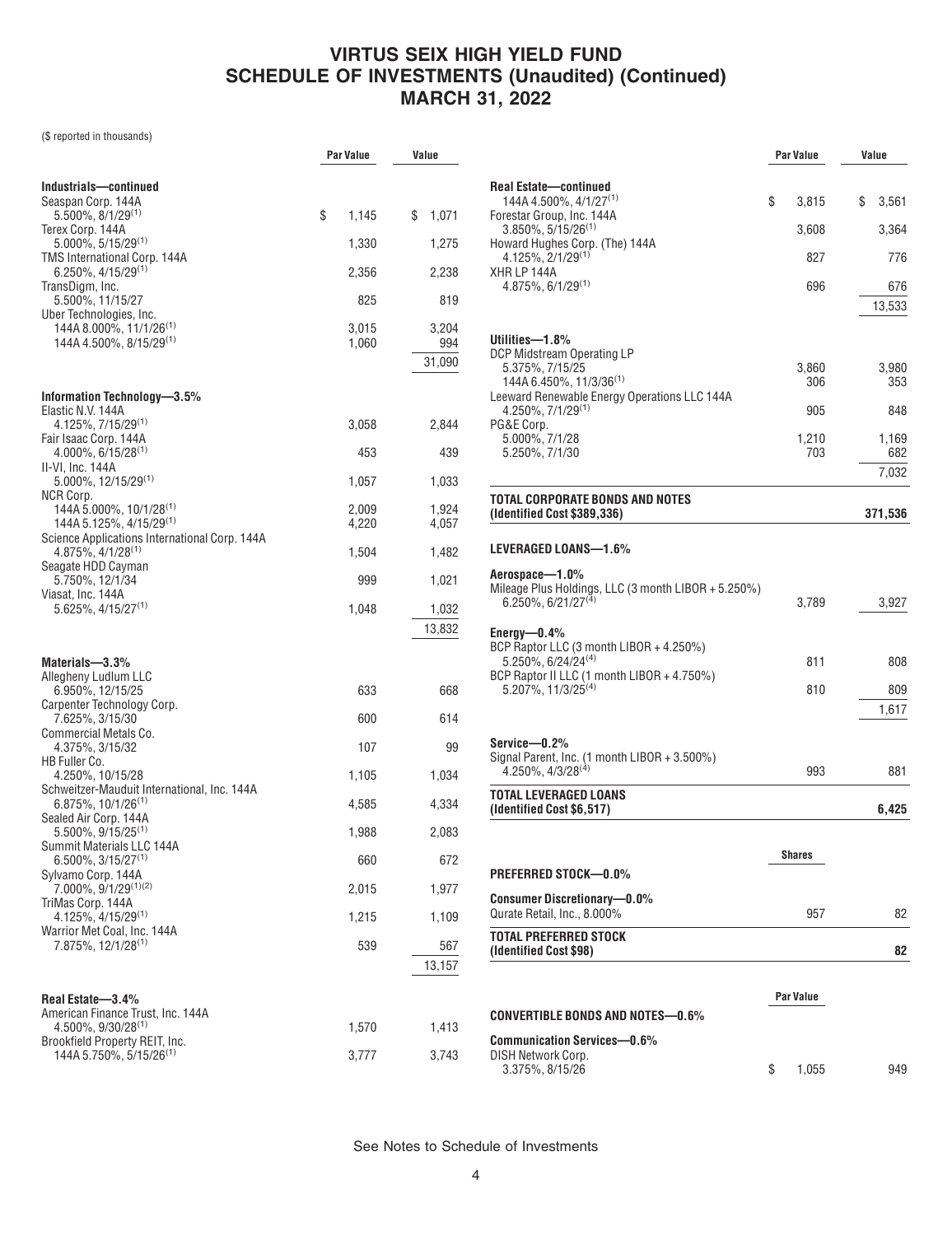# VIRTUS SEIX HIGH YIELD FUND
## SCHEDULE OF INVESTMENTS (Unaudited) (Continued)
## MARCH 31, 2022

($ reported in thousands)

| | Par Value | Value |
|---|---|---|
| **Industrials—continued** | | |
| Seaspan Corp. 144A 5.500%, 8/1/29[1] | $ 1,145 | $ 1,071 |
| Terex Corp. 144A 5.000%, 5/15/29[1] | 1,330 | 1,275 |
| TMS International Corp. 144A 6.250%, 4/15/29[1] | 2,356 | 2,238 |
| TransDigm, Inc. 5.500%, 11/15/27 | 825 | 819 |
| Uber Technologies, Inc. | | |
| 144A 8.000%, 11/1/26[1] | 3,015 | 3,204 |
| 144A 4.500%, 8/15/29[1] | 1,060 | 994 |
| | | 31,090 |
| **Information Technology—3.5%** | | |
| Elastic N.V. 144A 4.125%, 7/15/29[1] | 3,058 | 2,844 |
| Fair Isaac Corp. 144A 4.000%, 6/15/28[1] | 453 | 439 |
| II-VI, Inc. 144A 5.000%, 12/15/29[1] | 1,057 | 1,033 |
| NCR Corp. | | |
| 144A 5.000%, 10/1/28[1] | 2,009 | 1,924 |
| 144A 5.125%, 4/15/29[1] | 4,220 | 4,057 |
| Science Applications International Corp. 144A 4.875%, 4/1/28[1] | 1,504 | 1,482 |
| Seagate HDD Cayman 5.750%, 12/1/34 | 999 | 1,021 |
| Viasat, Inc. 144A 5.625%, 4/15/27[1] | 1,048 | 1,032 |
| | | 13,832 |
| **Materials—3.3%** | | |
| Allegheny Ludlum LLC 6.950%, 12/15/25 | 633 | 668 |
| Carpenter Technology Corp. 7.625%, 3/15/30 | 600 | 614 |
| Commercial Metals Co. 4.375%, 3/15/32 | 107 | 99 |
| HB Fuller Co. 4.250%, 10/15/28 | 1,105 | 1,034 |
| Schweitzer-Mauduit International, Inc. 144A 6.875%, 10/1/26[1] | 4,585 | 4,334 |
| Sealed Air Corp. 144A 5.500%, 9/15/25[1] | 1,988 | 2,083 |
| Summit Materials LLC 144A 6.500%, 3/15/27[1] | 660 | 672 |
| Sylvamo Corp. 144A 7.000%, 9/1/29[1][2] | 2,015 | 1,977 |
| TriMas Corp. 144A 4.125%, 4/15/29[1] | 1,215 | 1,109 |
| Warrior Met Coal, Inc. 144A 7.875%, 12/1/28[1] | 539 | 567 |
| | | 13,157 |
| **Real Estate—3.4%** | | |
| American Finance Trust, Inc. 144A 4.500%, 9/30/28[1] | 1,570 | 1,413 |
| Brookfield Property REIT, Inc. 144A 5.750%, 5/15/26[1] | 3,777 | 3,743 |
| **Real Estate—continued** | | |
| 144A 4.500%, 4/1/27[1] | $ 3,815 | $ 3,561 |
| Forestar Group, Inc. 144A 3.850%, 5/15/26[1] | 3,608 | 3,364 |
| Howard Hughes Corp. (The) 144A 4.125%, 2/1/29[1] | 827 | 776 |
| XHR LP 144A 4.875%, 6/1/29[1] | 696 | 676 |
| | | 13,533 |
| **Utilities—1.8%** | | |
| DCP Midstream Operating LP | | |
| 5.375%, 7/15/25 | 3,860 | 3,980 |
| 144A 6.450%, 11/3/36[1] | 306 | 353 |
| Leeward Renewable Energy Operations LLC 144A 4.250%, 7/1/29[1] | 905 | 848 |
| PG&E Corp. | | |
| 5.000%, 7/1/28 | 1,210 | 1,169 |
| 5.250%, 7/1/30 | 703 | 682 |
| | | 7,032 |
| **TOTAL CORPORATE BONDS AND NOTES (Identified Cost $389,336)** | | **371,536** |
| **LEVERAGED LOANS—1.6%** | | |
| **Aerospace—1.0%** | | |
| Mileage Plus Holdings, LLC (3 month LIBOR + 5.250%) 6.250%, 6/21/27[4] | 3,789 | 3,927 |
| **Energy—0.4%** | | |
| BCP Raptor LLC (3 month LIBOR + 4.250%) 5.250%, 6/24/24[4] | 811 | 808 |
| BCP Raptor II LLC (1 month LIBOR + 4.750%) 5.207%, 11/3/25[4] | 810 | 809 |
| | | 1,617 |
| **Service—0.2%** | | |
| Signal Parent, Inc. (1 month LIBOR + 3.500%) 4.250%, 4/3/28[4] | 993 | 881 |
| **TOTAL LEVERAGED LOANS (Identified Cost $6,517)** | | **6,425** |
| | **Shares** | |
| **PREFERRED STOCK—0.0%** | | |
| **Consumer Discretionary—0.0%** | | |
| Qurate Retail, Inc., 8.000% | 957 | 82 |
| **TOTAL PREFERRED STOCK (Identified Cost $98)** | | **82** |
| | **Par Value** | |
| **CONVERTIBLE BONDS AND NOTES—0.6%** | | |
| **Communication Services—0.6%** | | |
| DISH Network Corp. 3.375%, 8/15/26 | $ 1,055 | 949 |

See Notes to Schedule of Investments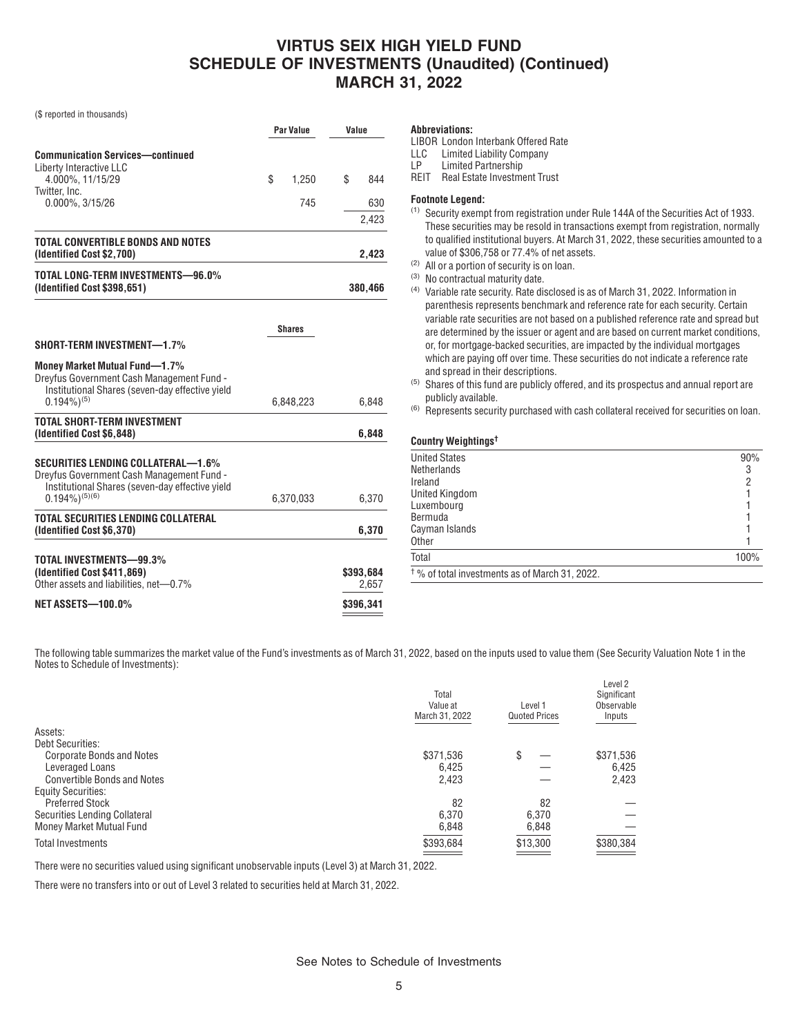# VIRTUS SEIX HIGH YIELD FUND
## SCHEDULE OF INVESTMENTS (Unaudited) (Continued)
## MARCH 31, 2022

($ reported in thousands)

| | Par Value | Value |
|---|---|---|
| **Communication Services—continued** | | |
| Liberty Interactive LLC 4.000%, 11/15/29 | $ 1,250 | $ 844 |
| Twitter, Inc. 0.000%, 3/15/26 | 745 | 630 |
| | | 2,423 |
| **TOTAL CONVERTIBLE BONDS AND NOTES (Identified Cost $2,700)** | | **2,423** |
| **TOTAL LONG-TERM INVESTMENTS—96.0% (Identified Cost $398,651)** | | **380,466** |

| | Shares | |
|---|---|---|
| **SHORT-TERM INVESTMENT—1.7%** | | |
| **Money Market Mutual Fund—1.7%** | | |
| Dreyfus Government Cash Management Fund - Institutional Shares (seven-day effective yield 0.194%)[5] | 6,848,223 | 6,848 |
| **TOTAL SHORT-TERM INVESTMENT (Identified Cost $6,848)** | | **6,848** |
| **SECURITIES LENDING COLLATERAL—1.6%** | | |
| Dreyfus Government Cash Management Fund - Institutional Shares (seven-day effective yield 0.194%)[5][6] | 6,370,033 | 6,370 |
| **TOTAL SECURITIES LENDING COLLATERAL (Identified Cost $6,370)** | | **6,370** |
| **TOTAL INVESTMENTS—99.3% (Identified Cost $411,869)** | | **$393,684** |
| Other assets and liabilities, net—0.7% | | 2,657 |
| **NET ASSETS—100.0%** | | **$396,341** |

**Abbreviations:**

- LIBOR London Interbank Offered Rate
- LLC Limited Liability Company
- LP Limited Partnership
- REIT Real Estate Investment Trust

**Footnote Legend:**

(1) Security exempt from registration under Rule 144A of the Securities Act of 1933. These securities may be resold in transactions exempt from registration, normally to qualified institutional buyers. At March 31, 2022, these securities amounted to a value of $306,758 or 77.4% of net assets.

(2) All or a portion of security is on loan.

(3) No contractual maturity date.

(4) Variable rate security. Rate disclosed is as of March 31, 2022. Information in parenthesis represents benchmark and reference rate for each security. Certain variable rate securities are not based on a published reference rate and spread but are determined by the issuer or agent and are based on current market conditions, or, for mortgage-backed securities, are impacted by the individual mortgages which are paying off over time. These securities do not indicate a reference rate and spread in their descriptions.

(5) Shares of this fund are publicly offered, and its prospectus and annual report are publicly available.

(6) Represents security purchased with cash collateral received for securities on loan.

**Country Weightings†**

| | |
|---|---|
| United States | 90% |
| Netherlands | 3 |
| Ireland | 2 |
| United Kingdom | 1 |
| Luxembourg | 1 |
| Bermuda | 1 |
| Cayman Islands | 1 |
| Other | 1 |
| Total | 100% |

† % of total investments as of March 31, 2022.

The following table summarizes the market value of the Fund's investments as of March 31, 2022, based on the inputs used to value them (See Security Valuation Note 1 in the Notes to Schedule of Investments):

| | Total Value at March 31, 2022 | Level 1 Quoted Prices | Level 2 Significant Observable Inputs |
|---|---|---|---|
| Assets: | | | |
| Debt Securities: | | | |
| Corporate Bonds and Notes | $371,536 | $ — | $371,536 |
| Leveraged Loans | 6,425 | — | 6,425 |
| Convertible Bonds and Notes | 2,423 | — | 2,423 |
| Equity Securities: | | | |
| Preferred Stock | 82 | 82 | — |
| Securities Lending Collateral | 6,370 | 6,370 | — |
| Money Market Mutual Fund | 6,848 | 6,848 | — |
| Total Investments | $393,684 | $13,300 | $380,384 |

There were no securities valued using significant unobservable inputs (Level 3) at March 31, 2022.

There were no transfers into or out of Level 3 related to securities held at March 31, 2022.

See Notes to Schedule of Investments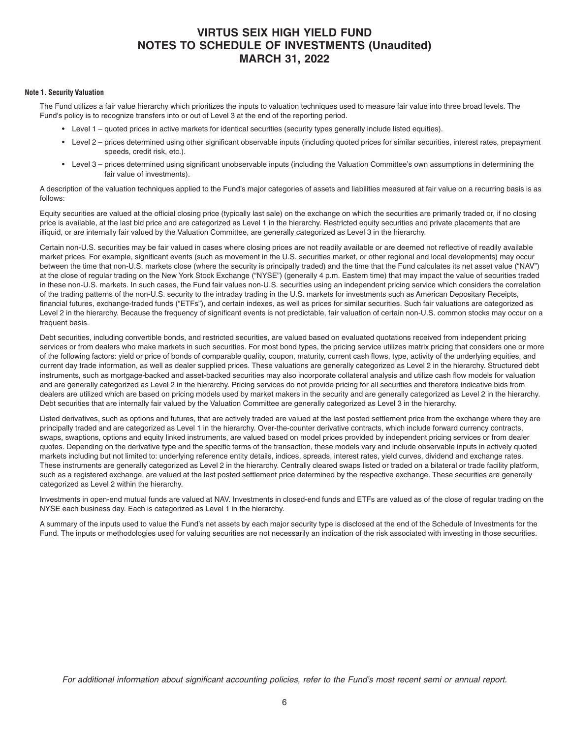# VIRTUS SEIX HIGH YIELD FUND
# NOTES TO SCHEDULE OF INVESTMENTS (Unaudited)
# MARCH 31, 2022

**Note 1. Security Valuation**

The Fund utilizes a fair value hierarchy which prioritizes the inputs to valuation techniques used to measure fair value into three broad levels. The Fund's policy is to recognize transfers into or out of Level 3 at the end of the reporting period.

- Level 1 – quoted prices in active markets for identical securities (security types generally include listed equities).
- Level 2 – prices determined using other significant observable inputs (including quoted prices for similar securities, interest rates, prepayment speeds, credit risk, etc.).
- Level 3 – prices determined using significant unobservable inputs (including the Valuation Committee's own assumptions in determining the fair value of investments).

A description of the valuation techniques applied to the Fund's major categories of assets and liabilities measured at fair value on a recurring basis is as follows:

Equity securities are valued at the official closing price (typically last sale) on the exchange on which the securities are primarily traded or, if no closing price is available, at the last bid price and are categorized as Level 1 in the hierarchy. Restricted equity securities and private placements that are illiquid, or are internally fair valued by the Valuation Committee, are generally categorized as Level 3 in the hierarchy.

Certain non-U.S. securities may be fair valued in cases where closing prices are not readily available or are deemed not reflective of readily available market prices. For example, significant events (such as movement in the U.S. securities market, or other regional and local developments) may occur between the time that non-U.S. markets close (where the security is principally traded) and the time that the Fund calculates its net asset value ("NAV") at the close of regular trading on the New York Stock Exchange ("NYSE") (generally 4 p.m. Eastern time) that may impact the value of securities traded in these non-U.S. markets. In such cases, the Fund fair values non-U.S. securities using an independent pricing service which considers the correlation of the trading patterns of the non-U.S. security to the intraday trading in the U.S. markets for investments such as American Depositary Receipts, financial futures, exchange-traded funds ("ETFs"), and certain indexes, as well as prices for similar securities. Such fair valuations are categorized as Level 2 in the hierarchy. Because the frequency of significant events is not predictable, fair valuation of certain non-U.S. common stocks may occur on a frequent basis.

Debt securities, including convertible bonds, and restricted securities, are valued based on evaluated quotations received from independent pricing services or from dealers who make markets in such securities. For most bond types, the pricing service utilizes matrix pricing that considers one or more of the following factors: yield or price of bonds of comparable quality, coupon, maturity, current cash flows, type, activity of the underlying equities, and current day trade information, as well as dealer supplied prices. These valuations are generally categorized as Level 2 in the hierarchy. Structured debt instruments, such as mortgage-backed and asset-backed securities may also incorporate collateral analysis and utilize cash flow models for valuation and are generally categorized as Level 2 in the hierarchy. Pricing services do not provide pricing for all securities and therefore indicative bids from dealers are utilized which are based on pricing models used by market makers in the security and are generally categorized as Level 2 in the hierarchy. Debt securities that are internally fair valued by the Valuation Committee are generally categorized as Level 3 in the hierarchy.

Listed derivatives, such as options and futures, that are actively traded are valued at the last posted settlement price from the exchange where they are principally traded and are categorized as Level 1 in the hierarchy. Over-the-counter derivative contracts, which include forward currency contracts, swaps, swaptions, options and equity linked instruments, are valued based on model prices provided by independent pricing services or from dealer quotes. Depending on the derivative type and the specific terms of the transaction, these models vary and include observable inputs in actively quoted markets including but not limited to: underlying reference entity details, indices, spreads, interest rates, yield curves, dividend and exchange rates. These instruments are generally categorized as Level 2 in the hierarchy. Centrally cleared swaps listed or traded on a bilateral or trade facility platform, such as a registered exchange, are valued at the last posted settlement price determined by the respective exchange. These securities are generally categorized as Level 2 within the hierarchy.

Investments in open-end mutual funds are valued at NAV. Investments in closed-end funds and ETFs are valued as of the close of regular trading on the NYSE each business day. Each is categorized as Level 1 in the hierarchy.

A summary of the inputs used to value the Fund's net assets by each major security type is disclosed at the end of the Schedule of Investments for the Fund. The inputs or methodologies used for valuing securities are not necessarily an indication of the risk associated with investing in those securities.

*For additional information about significant accounting policies, refer to the Fund's most recent semi or annual report.*